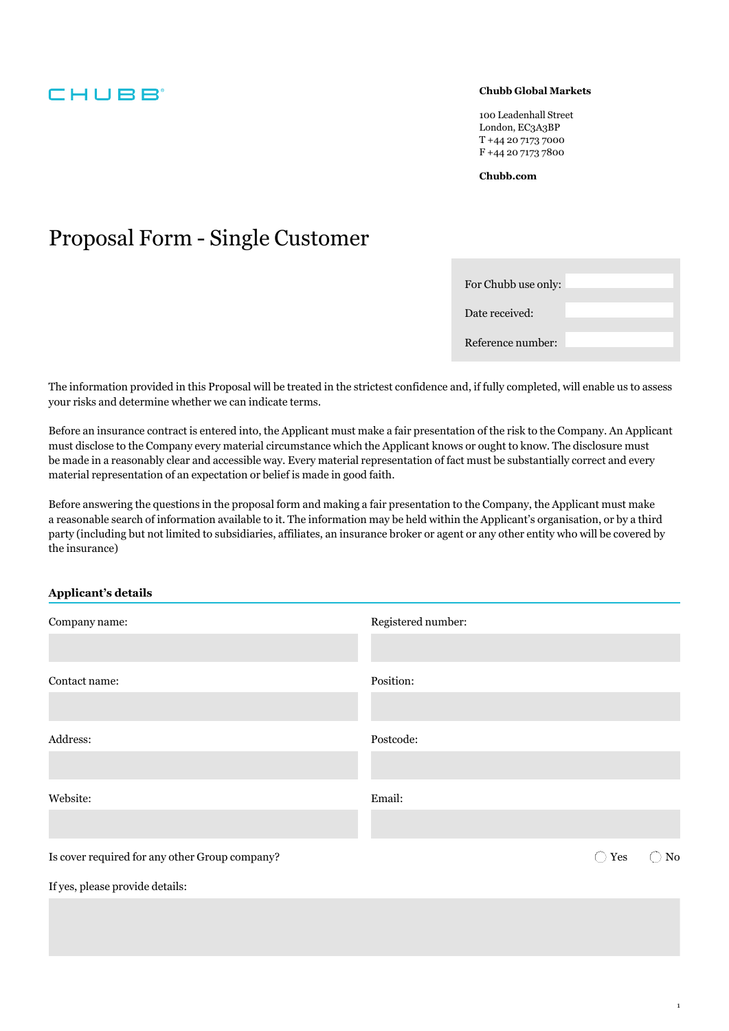CHUBB

**Chubb Global Markets**

100 Leadenhall Street
London, EC3A3BP
T +44 20 7173 7000
F +44 20 7173 7800

**Chubb.com**

# Proposal Form - Single Customer

| For Chubb use only: | |
|---|---|
| Date received: | |
| Reference number: | |

The information provided in this Proposal will be treated in the strictest confidence and, if fully completed, will enable us to assess your risks and determine whether we can indicate terms.

Before an insurance contract is entered into, the Applicant must make a fair presentation of the risk to the Company. An Applicant must disclose to the Company every material circumstance which the Applicant knows or ought to know. The disclosure must be made in a reasonably clear and accessible way. Every material representation of fact must be substantially correct and every material representation of an expectation or belief is made in good faith.

Before answering the questions in the proposal form and making a fair presentation to the Company, the Applicant must make a reasonable search of information available to it. The information may be held within the Applicant's organisation, or by a third party (including but not limited to subsidiaries, affiliates, an insurance broker or agent or any other entity who will be covered by the insurance)

## Applicant's details

Company name:

Registered number:

Contact name:

Position:

Address:

Postcode:

Website:

Email:

Is cover required for any other Group company? ◯ Yes ◯ No

If yes, please provide details: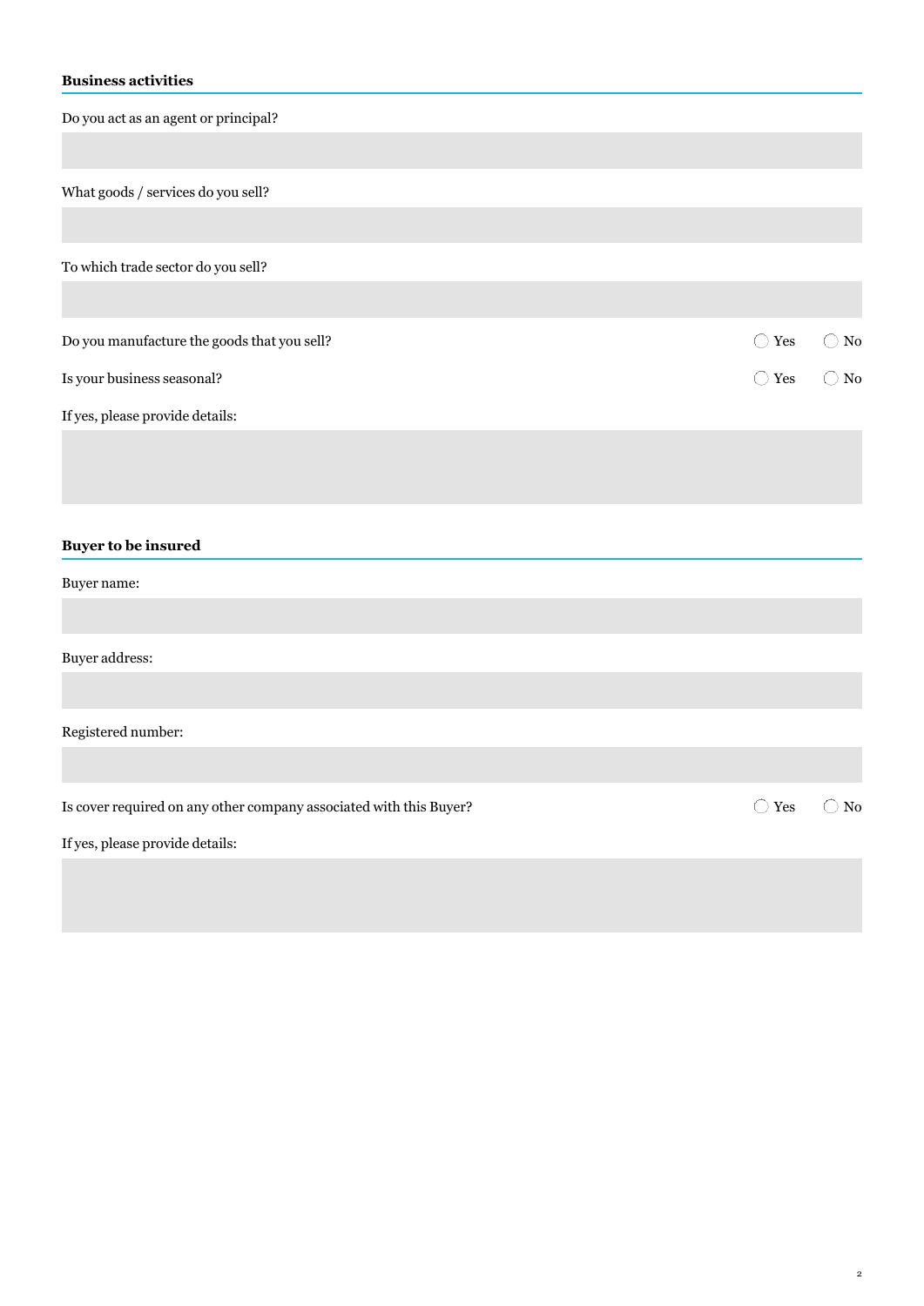## Business activities

Do you act as an agent or principal?

What goods / services do you sell?

To which trade sector do you sell?

Do you manufacture the goods that you sell? ◯ Yes ◯ No

Is your business seasonal? ◯ Yes ◯ No

If yes, please provide details:

## Buyer to be insured

Buyer name:

Buyer address:

Registered number:

Is cover required on any other company associated with this Buyer? ◯ Yes ◯ No

If yes, please provide details: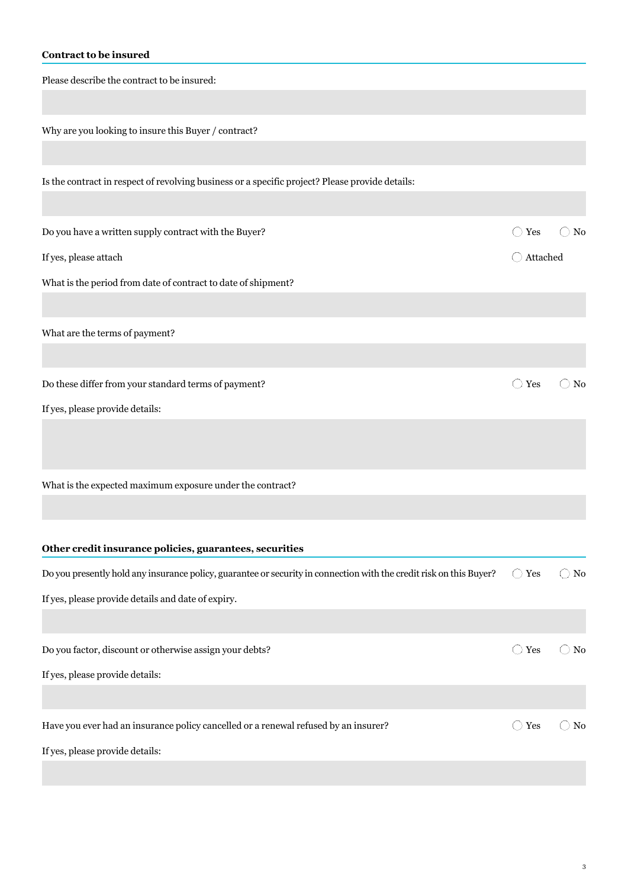## Contract to be insured

Please describe the contract to be insured:

Why are you looking to insure this Buyer / contract?

Is the contract in respect of revolving business or a specific project? Please provide details:

Do you have a written supply contract with the Buyer? ◯ Yes ◯ No

If yes, please attach ◯ Attached

What is the period from date of contract to date of shipment?

What are the terms of payment?

Do these differ from your standard terms of payment? ◯ Yes ◯ No

If yes, please provide details:

What is the expected maximum exposure under the contract?

## Other credit insurance policies, guarantees, securities

Do you presently hold any insurance policy, guarantee or security in connection with the credit risk on this Buyer? ◯ Yes ◯ No

If yes, please provide details and date of expiry.

Do you factor, discount or otherwise assign your debts? ◯ Yes ◯ No

If yes, please provide details:

Have you ever had an insurance policy cancelled or a renewal refused by an insurer? ◯ Yes ◯ No

If yes, please provide details: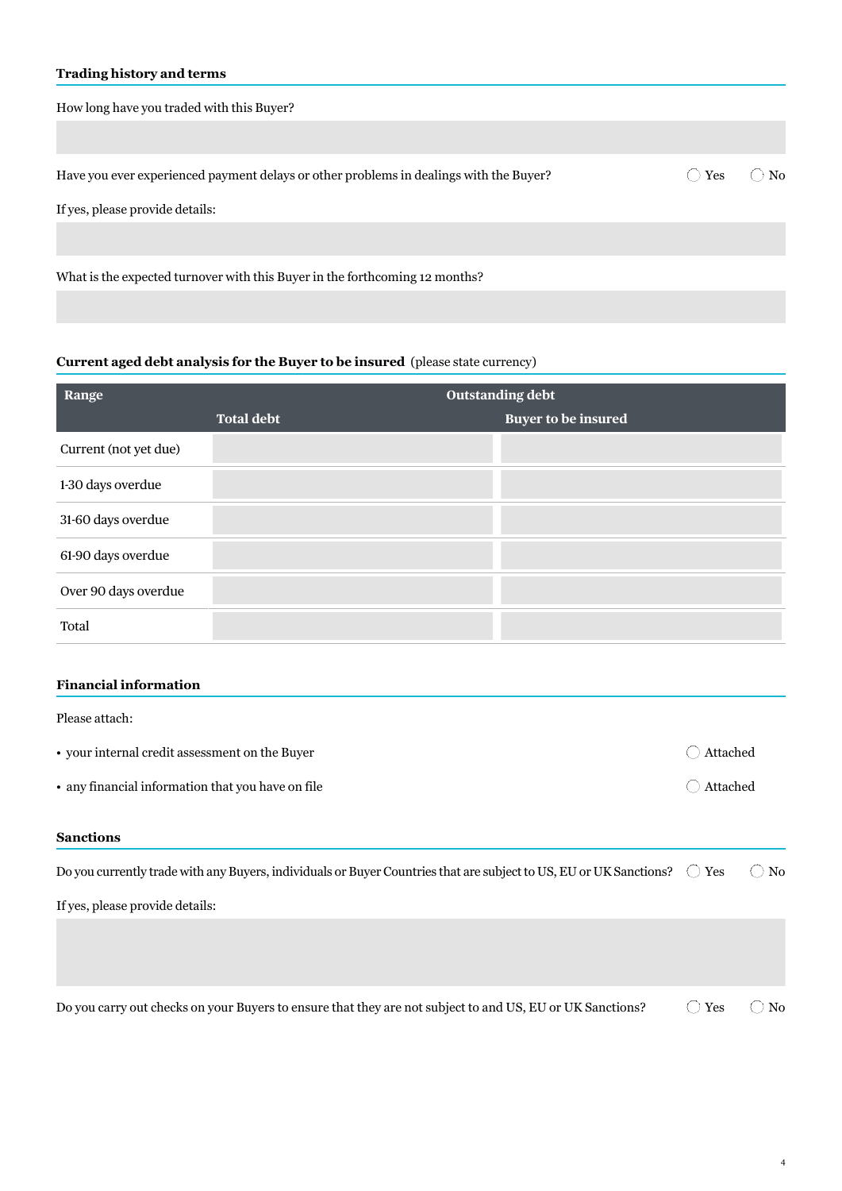### Trading history and terms

How long have you traded with this Buyer?

Have you ever experienced payment delays or other problems in dealings with the Buyer? ◯ Yes ◯ No

If yes, please provide details:

What is the expected turnover with this Buyer in the forthcoming 12 months?

### Current aged debt analysis for the Buyer to be insured (please state currency)

| Range | Outstanding debt | |
|---|---|---|
| | **Total debt** | **Buyer to be insured** |
| Current (not yet due) | | |
| 1-30 days overdue | | |
| 31-60 days overdue | | |
| 61-90 days overdue | | |
| Over 90 days overdue | | |
| Total | | |

### Financial information

Please attach:

- your internal credit assessment on the Buyer ◯ Attached
- any financial information that you have on file ◯ Attached

### Sanctions

Do you currently trade with any Buyers, individuals or Buyer Countries that are subject to US, EU or UK Sanctions? ◯ Yes ◯ No

If yes, please provide details:

Do you carry out checks on your Buyers to ensure that they are not subject to and US, EU or UK Sanctions? ◯ Yes ◯ No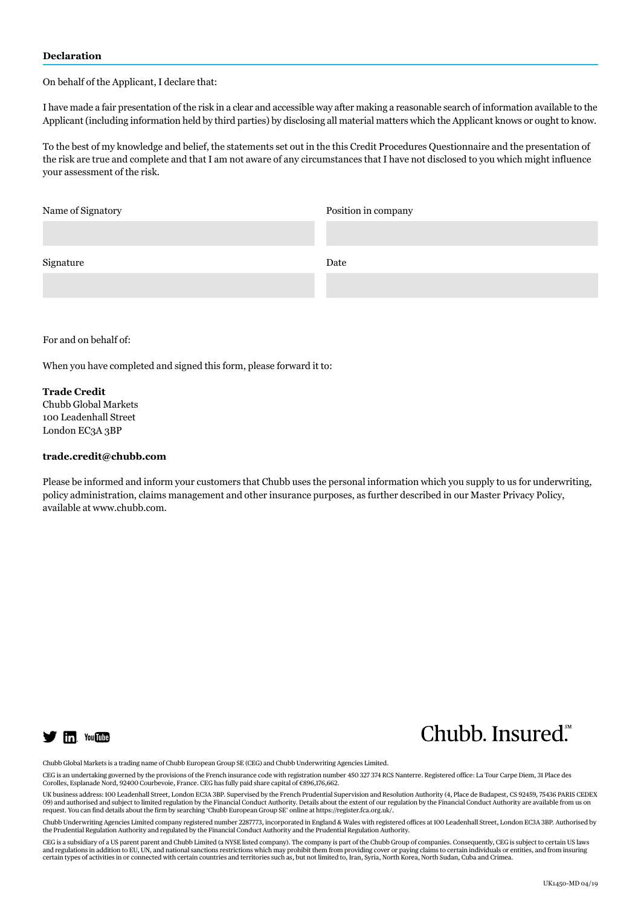**Declaration**

On behalf of the Applicant, I declare that:

I have made a fair presentation of the risk in a clear and accessible way after making a reasonable search of information available to the Applicant (including information held by third parties) by disclosing all material matters which the Applicant knows or ought to know.

To the best of my knowledge and belief, the statements set out in the this Credit Procedures Questionnaire and the presentation of the risk are true and complete and that I am not aware of any circumstances that I have not disclosed to you which might influence your assessment of the risk.

| Name of Signatory | Position in company |
| --- | --- |
| | |
| **Signature** | **Date** |
| | |

For and on behalf of:

When you have completed and signed this form, please forward it to:

**Trade Credit**
Chubb Global Markets
100 Leadenhall Street
London EC3A 3BP

**trade.credit@chubb.com**

Please be informed and inform your customers that Chubb uses the personal information which you supply to us for underwriting, policy administration, claims management and other insurance purposes, as further described in our Master Privacy Policy, available at www.chubb.com.

Chubb. Insured.℠

Chubb Global Markets is a trading name of Chubb European Group SE (CEG) and Chubb Underwriting Agencies Limited.

CEG is an undertaking governed by the provisions of the French insurance code with registration number 450 327 374 RCS Nanterre. Registered office: La Tour Carpe Diem, 31 Place des Corolles, Esplanade Nord, 92400 Courbevoie, France. CEG has fully paid share capital of €896,176,662.

UK business address: 100 Leadenhall Street, London EC3A 3BP. Supervised by the French Prudential Supervision and Resolution Authority (4, Place de Budapest, CS 92459, 75436 PARIS CEDEX 09) and authorised and subject to limited regulation by the Financial Conduct Authority. Details about the extent of our regulation by the Financial Conduct Authority are available from us on request. You can find details about the firm by searching 'Chubb European Group SE' online at https://register.fca.org.uk/.

Chubb Underwriting Agencies Limited company registered number 2287773, incorporated in England & Wales with registered offices at 100 Leadenhall Street, London EC3A 3BP. Authorised by the Prudential Regulation Authority and regulated by the Financial Conduct Authority and the Prudential Regulation Authority.

CEG is a subsidiary of a US parent parent and Chubb Limited (a NYSE listed company). The company is part of the Chubb Group of companies. Consequently, CEG is subject to certain US laws and regulations in addition to EU, UN, and national sanctions restrictions which may prohibit them from providing cover or paying claims to certain individuals or entities, and from insuring certain types of activities in or connected with certain countries and territories such as, but not limited to, Iran, Syria, North Korea, North Sudan, Cuba and Crimea.

UK1450-MD 04/19